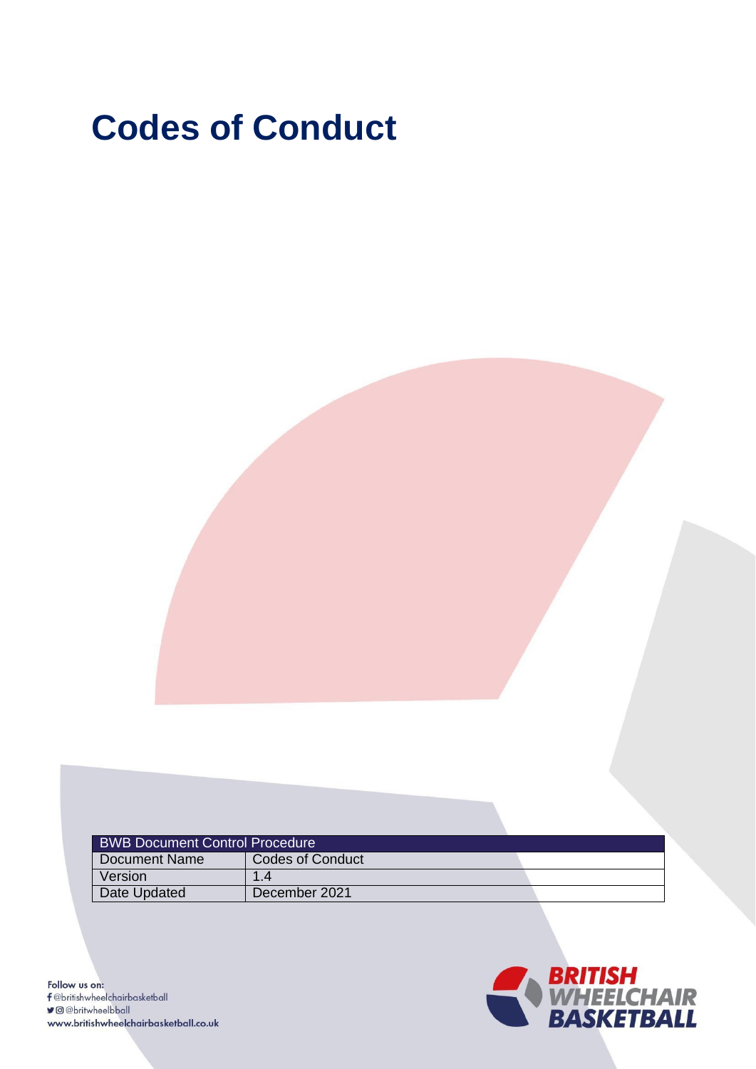# Codes of Conduct

| BWB Document Control Procedure | |
|---|---|
| Document Name | Codes of Conduct |
| Version | 1.4 |
| Date Updated | December 2021 |

Follow us on:
@britishwheelchairbasketball
@britwheelbball
www.britishwheelchairbasketball.co.uk

BRITISH WHEELCHAIR BASKETBALL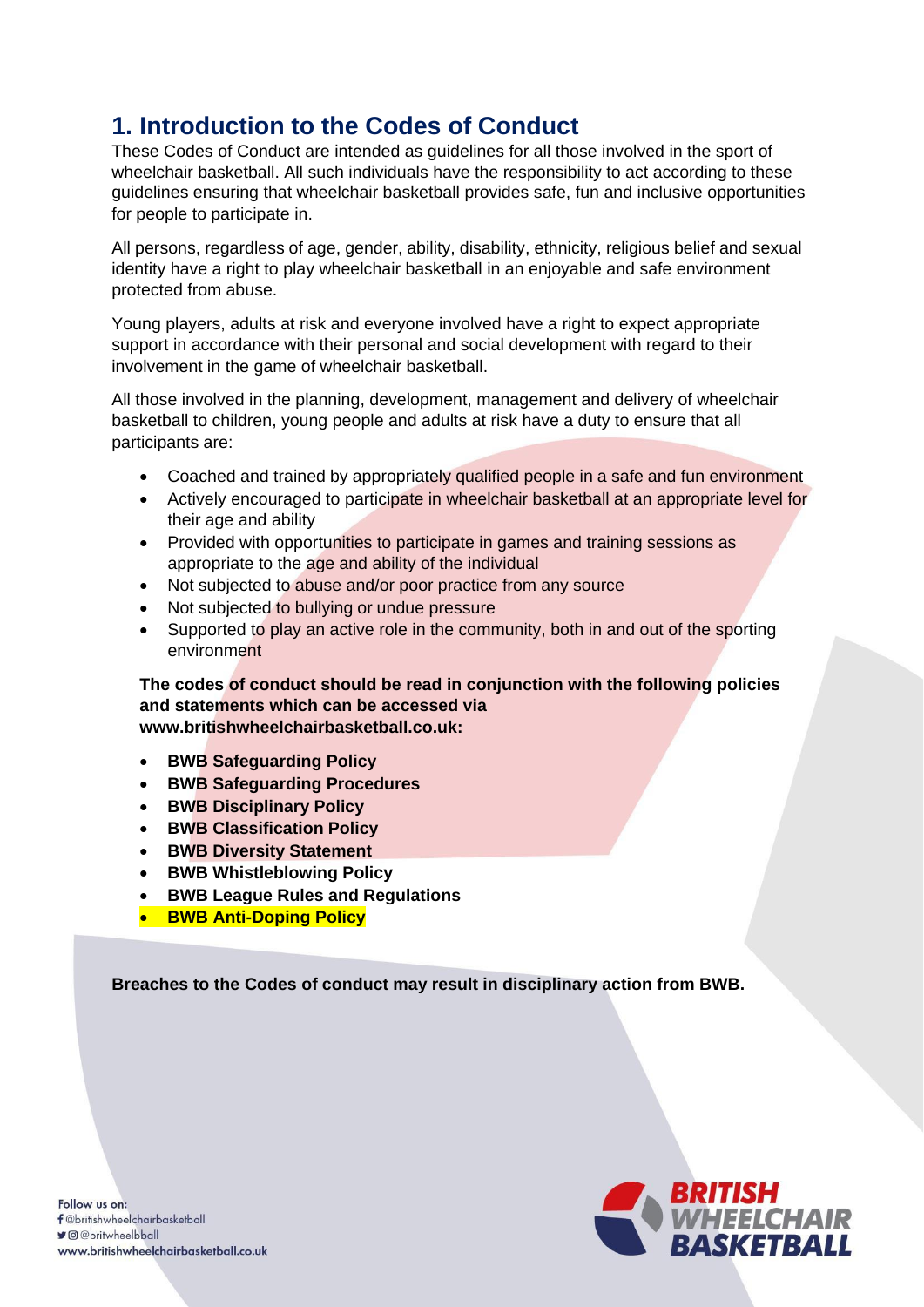# 1. Introduction to the Codes of Conduct

These Codes of Conduct are intended as guidelines for all those involved in the sport of wheelchair basketball. All such individuals have the responsibility to act according to these guidelines ensuring that wheelchair basketball provides safe, fun and inclusive opportunities for people to participate in.

All persons, regardless of age, gender, ability, disability, ethnicity, religious belief and sexual identity have a right to play wheelchair basketball in an enjoyable and safe environment protected from abuse.

Young players, adults at risk and everyone involved have a right to expect appropriate support in accordance with their personal and social development with regard to their involvement in the game of wheelchair basketball.

All those involved in the planning, development, management and delivery of wheelchair basketball to children, young people and adults at risk have a duty to ensure that all participants are:

- Coached and trained by appropriately qualified people in a safe and fun environment
- Actively encouraged to participate in wheelchair basketball at an appropriate level for their age and ability
- Provided with opportunities to participate in games and training sessions as appropriate to the age and ability of the individual
- Not subjected to abuse and/or poor practice from any source
- Not subjected to bullying or undue pressure
- Supported to play an active role in the community, both in and out of the sporting environment

**The codes of conduct should be read in conjunction with the following policies and statements which can be accessed via www.britishwheelchairbasketball.co.uk:**

- **BWB Safeguarding Policy**
- **BWB Safeguarding Procedures**
- **BWB Disciplinary Policy**
- **BWB Classification Policy**
- **BWB Diversity Statement**
- **BWB Whistleblowing Policy**
- **BWB League Rules and Regulations**
- **BWB Anti-Doping Policy**

**Breaches to the Codes of conduct may result in disciplinary action from BWB.**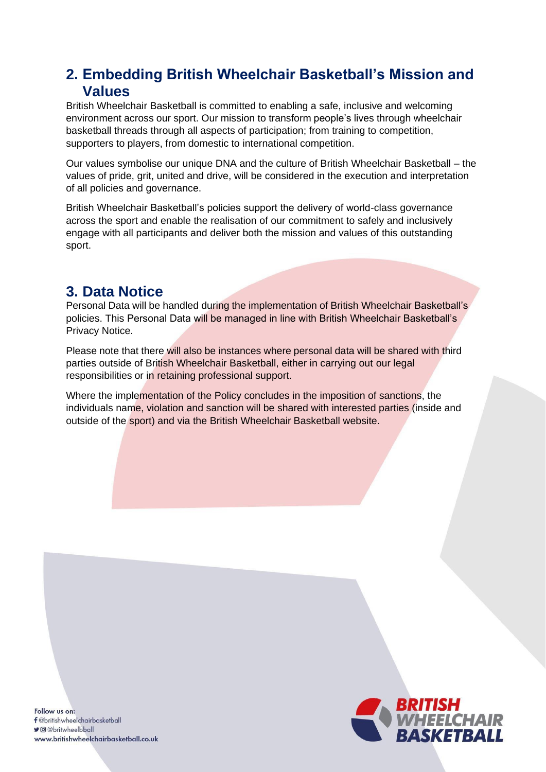## 2. Embedding British Wheelchair Basketball's Mission and Values

British Wheelchair Basketball is committed to enabling a safe, inclusive and welcoming environment across our sport. Our mission to transform people's lives through wheelchair basketball threads through all aspects of participation; from training to competition, supporters to players, from domestic to international competition.

Our values symbolise our unique DNA and the culture of British Wheelchair Basketball – the values of pride, grit, united and drive, will be considered in the execution and interpretation of all policies and governance.

British Wheelchair Basketball's policies support the delivery of world-class governance across the sport and enable the realisation of our commitment to safely and inclusively engage with all participants and deliver both the mission and values of this outstanding sport.

## 3. Data Notice

Personal Data will be handled during the implementation of British Wheelchair Basketball's policies. This Personal Data will be managed in line with British Wheelchair Basketball's Privacy Notice.

Please note that there will also be instances where personal data will be shared with third parties outside of British Wheelchair Basketball, either in carrying out our legal responsibilities or in retaining professional support.

Where the implementation of the Policy concludes in the imposition of sanctions, the individuals name, violation and sanction will be shared with interested parties (inside and outside of the sport) and via the British Wheelchair Basketball website.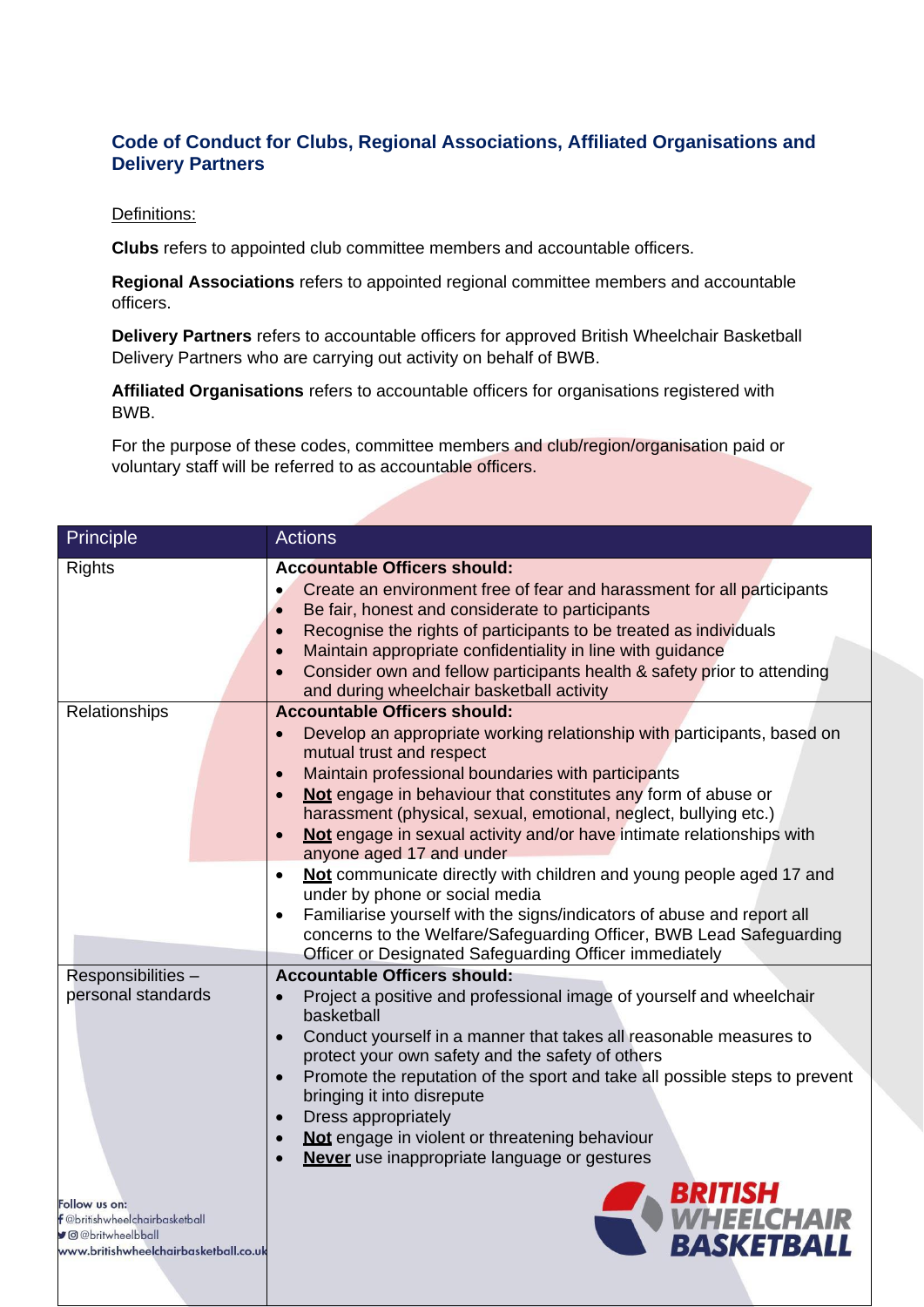## Code of Conduct for Clubs, Regional Associations, Affiliated Organisations and Delivery Partners

Definitions:

**Clubs** refers to appointed club committee members and accountable officers.

**Regional Associations** refers to appointed regional committee members and accountable officers.

**Delivery Partners** refers to accountable officers for approved British Wheelchair Basketball Delivery Partners who are carrying out activity on behalf of BWB.

**Affiliated Organisations** refers to accountable officers for organisations registered with BWB.

For the purpose of these codes, committee members and club/region/organisation paid or voluntary staff will be referred to as accountable officers.

| Principle | Actions |
|---|---|
| Rights | **Accountable Officers should:**<br>• Create an environment free of fear and harassment for all participants<br>• Be fair, honest and considerate to participants<br>• Recognise the rights of participants to be treated as individuals<br>• Maintain appropriate confidentiality in line with guidance<br>• Consider own and fellow participants health & safety prior to attending and during wheelchair basketball activity |
| Relationships | **Accountable Officers should:**<br>• Develop an appropriate working relationship with participants, based on mutual trust and respect<br>• Maintain professional boundaries with participants<br>• **Not** engage in behaviour that constitutes any form of abuse or harassment (physical, sexual, emotional, neglect, bullying etc.)<br>• **Not** engage in sexual activity and/or have intimate relationships with anyone aged 17 and under<br>• **Not** communicate directly with children and young people aged 17 and under by phone or social media<br>• Familiarise yourself with the signs/indicators of abuse and report all concerns to the Welfare/Safeguarding Officer, BWB Lead Safeguarding Officer or Designated Safeguarding Officer immediately |
| Responsibilities – personal standards | **Accountable Officers should:**<br>• Project a positive and professional image of yourself and wheelchair basketball<br>• Conduct yourself in a manner that takes all reasonable measures to protect your own safety and the safety of others<br>• Promote the reputation of the sport and take all possible steps to prevent bringing it into disrepute<br>• Dress appropriately<br>• **Not** engage in violent or threatening behaviour<br>• **Never** use inappropriate language or gestures |

Follow us on:
@britishwheelchairbasketball
@britwheelbball
www.britishwheelchairbasketball.co.uk

BRITISH WHEELCHAIR BASKETBALL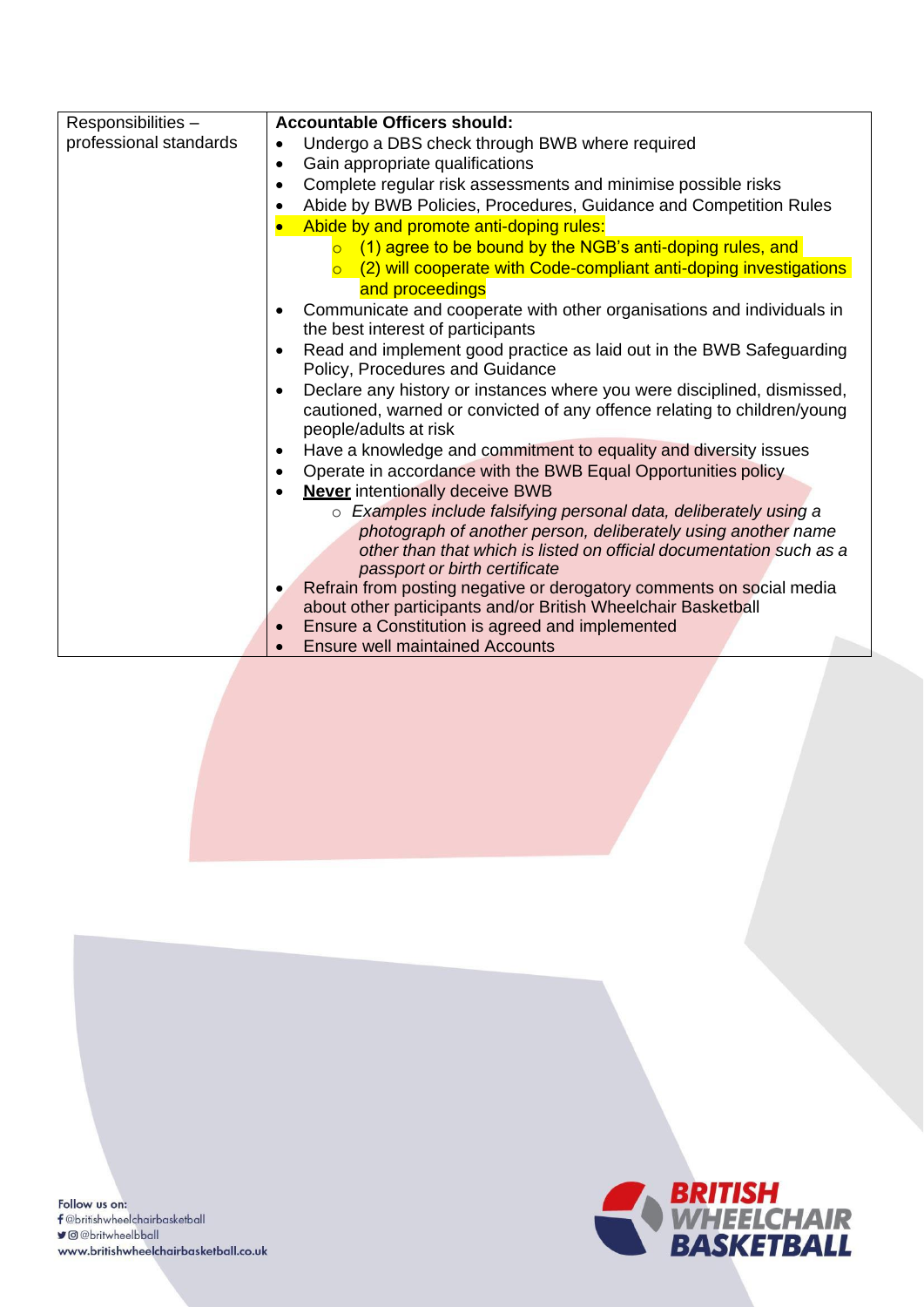| | |
|---|---|
| Responsibilities – professional standards | **Accountable Officers should:**<br>• Undergo a DBS check through BWB where required<br>• Gain appropriate qualifications<br>• Complete regular risk assessments and minimise possible risks<br>• Abide by BWB Policies, Procedures, Guidance and Competition Rules<br>• Abide by and promote anti-doping rules:<br>  ○ (1) agree to be bound by the NGB's anti-doping rules, and<br>  ○ (2) will cooperate with Code-compliant anti-doping investigations and proceedings<br>• Communicate and cooperate with other organisations and individuals in the best interest of participants<br>• Read and implement good practice as laid out in the BWB Safeguarding Policy, Procedures and Guidance<br>• Declare any history or instances where you were disciplined, dismissed, cautioned, warned or convicted of any offence relating to children/young people/adults at risk<br>• Have a knowledge and commitment to equality and diversity issues<br>• Operate in accordance with the BWB Equal Opportunities policy<br>• **Never** intentionally deceive BWB<br>  ○ *Examples include falsifying personal data, deliberately using a photograph of another person, deliberately using another name other than that which is listed on official documentation such as a passport or birth certificate*<br>• Refrain from posting negative or derogatory comments on social media about other participants and/or British Wheelchair Basketball<br>• Ensure a Constitution is agreed and implemented<br>• Ensure well maintained Accounts |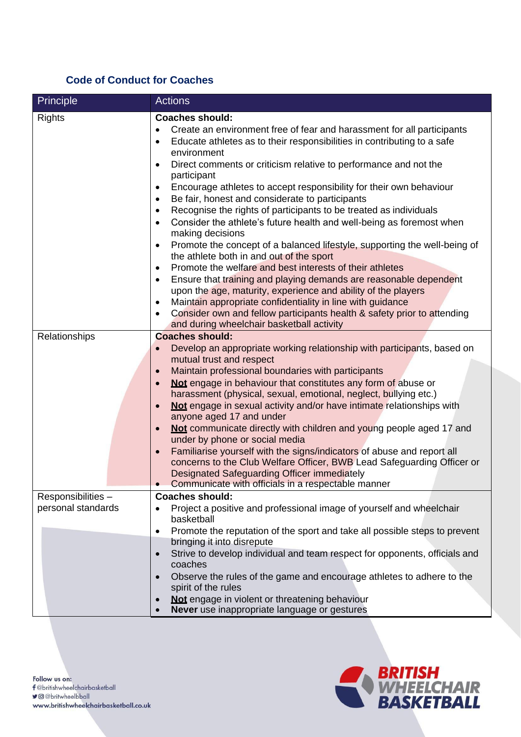### Code of Conduct for Coaches

| Principle | Actions |
|---|---|
| Rights | **Coaches should:**<br>• Create an environment free of fear and harassment for all participants<br>• Educate athletes as to their responsibilities in contributing to a safe environment<br>• Direct comments or criticism relative to performance and not the participant<br>• Encourage athletes to accept responsibility for their own behaviour<br>• Be fair, honest and considerate to participants<br>• Recognise the rights of participants to be treated as individuals<br>• Consider the athlete's future health and well-being as foremost when making decisions<br>• Promote the concept of a balanced lifestyle, supporting the well-being of the athlete both in and out of the sport<br>• Promote the welfare and best interests of their athletes<br>• Ensure that training and playing demands are reasonable dependent upon the age, maturity, experience and ability of the players<br>• Maintain appropriate confidentiality in line with guidance<br>• Consider own and fellow participants health & safety prior to attending and during wheelchair basketball activity |
| Relationships | **Coaches should:**<br>• Develop an appropriate working relationship with participants, based on mutual trust and respect<br>• Maintain professional boundaries with participants<br>• **Not** engage in behaviour that constitutes any form of abuse or harassment (physical, sexual, emotional, neglect, bullying etc.)<br>• **Not** engage in sexual activity and/or have intimate relationships with anyone aged 17 and under<br>• **Not** communicate directly with children and young people aged 17 and under by phone or social media<br>• Familiarise yourself with the signs/indicators of abuse and report all concerns to the Club Welfare Officer, BWB Lead Safeguarding Officer or Designated Safeguarding Officer immediately<br>• Communicate with officials in a respectable manner |
| Responsibilities – personal standards | **Coaches should:**<br>• Project a positive and professional image of yourself and wheelchair basketball<br>• Promote the reputation of the sport and take all possible steps to prevent bringing it into disrepute<br>• Strive to develop individual and team respect for opponents, officials and coaches<br>• Observe the rules of the game and encourage athletes to adhere to the spirit of the rules<br>• **Not** engage in violent or threatening behaviour<br>• **Never** use inappropriate language or gestures |

Follow us on:
@britishwheelchairbasketball
@britwheelbball
www.britishwheelchairbasketball.co.uk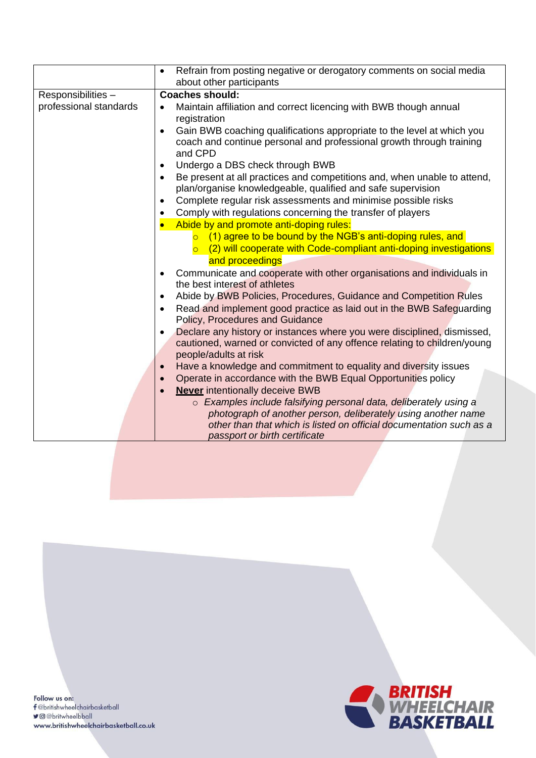| | |
|---|---|
| | • Refrain from posting negative or derogatory comments on social media about other participants |
| Responsibilities – professional standards | **Coaches should:**<br>• Maintain affiliation and correct licencing with BWB though annual registration<br>• Gain BWB coaching qualifications appropriate to the level at which you coach and continue personal and professional growth through training and CPD<br>• Undergo a DBS check through BWB<br>• Be present at all practices and competitions and, when unable to attend, plan/organise knowledgeable, qualified and safe supervision<br>• Complete regular risk assessments and minimise possible risks<br>• Comply with regulations concerning the transfer of players<br>• Abide by and promote anti-doping rules:<br>  ○ (1) agree to be bound by the NGB's anti-doping rules, and<br>  ○ (2) will cooperate with Code-compliant anti-doping investigations and proceedings<br>• Communicate and cooperate with other organisations and individuals in the best interest of athletes<br>• Abide by BWB Policies, Procedures, Guidance and Competition Rules<br>• Read and implement good practice as laid out in the BWB Safeguarding Policy, Procedures and Guidance<br>• Declare any history or instances where you were disciplined, dismissed, cautioned, warned or convicted of any offence relating to children/young people/adults at risk<br>• Have a knowledge and commitment to equality and diversity issues<br>• Operate in accordance with the BWB Equal Opportunities policy<br>• **Never** intentionally deceive BWB<br>  ○ *Examples include falsifying personal data, deliberately using a photograph of another person, deliberately using another name other than that which is listed on official documentation such as a passport or birth certificate* |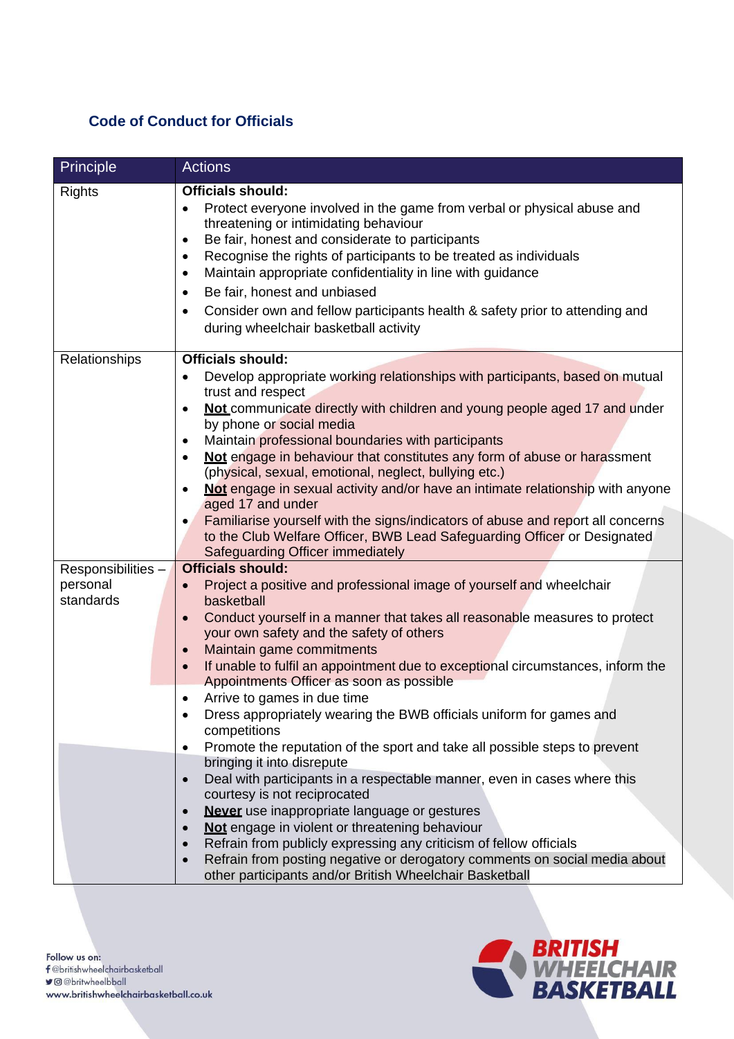## Code of Conduct for Officials

| Principle | Actions |
|---|---|
| Rights | **Officials should:**<br>• Protect everyone involved in the game from verbal or physical abuse and threatening or intimidating behaviour<br>• Be fair, honest and considerate to participants<br>• Recognise the rights of participants to be treated as individuals<br>• Maintain appropriate confidentiality in line with guidance<br>• Be fair, honest and unbiased<br>• Consider own and fellow participants health & safety prior to attending and during wheelchair basketball activity |
| Relationships | **Officials should:**<br>• Develop appropriate working relationships with participants, based on mutual trust and respect<br>• <u>**Not**</u> communicate directly with children and young people aged 17 and under by phone or social media<br>• Maintain professional boundaries with participants<br>• <u>**Not**</u> engage in behaviour that constitutes any form of abuse or harassment (physical, sexual, emotional, neglect, bullying etc.)<br>• <u>**Not**</u> engage in sexual activity and/or have an intimate relationship with anyone aged 17 and under<br>• Familiarise yourself with the signs/indicators of abuse and report all concerns to the Club Welfare Officer, BWB Lead Safeguarding Officer or Designated Safeguarding Officer immediately |
| Responsibilities – personal standards | **Officials should:**<br>• Project a positive and professional image of yourself and wheelchair basketball<br>• Conduct yourself in a manner that takes all reasonable measures to protect your own safety and the safety of others<br>• Maintain game commitments<br>• If unable to fulfil an appointment due to exceptional circumstances, inform the Appointments Officer as soon as possible<br>• Arrive to games in due time<br>• Dress appropriately wearing the BWB officials uniform for games and competitions<br>• Promote the reputation of the sport and take all possible steps to prevent bringing it into disrepute<br>• Deal with participants in a respectable manner, even in cases where this courtesy is not reciprocated<br>• <u>**Never**</u> use inappropriate language or gestures<br>• <u>**Not**</u> engage in violent or threatening behaviour<br>• Refrain from publicly expressing any criticism of fellow officials<br>• Refrain from posting negative or derogatory comments on social media about other participants and/or British Wheelchair Basketball |

Follow us on:
@britishwheelchairbasketball
@britwheelbball
www.britishwheelchairbasketball.co.uk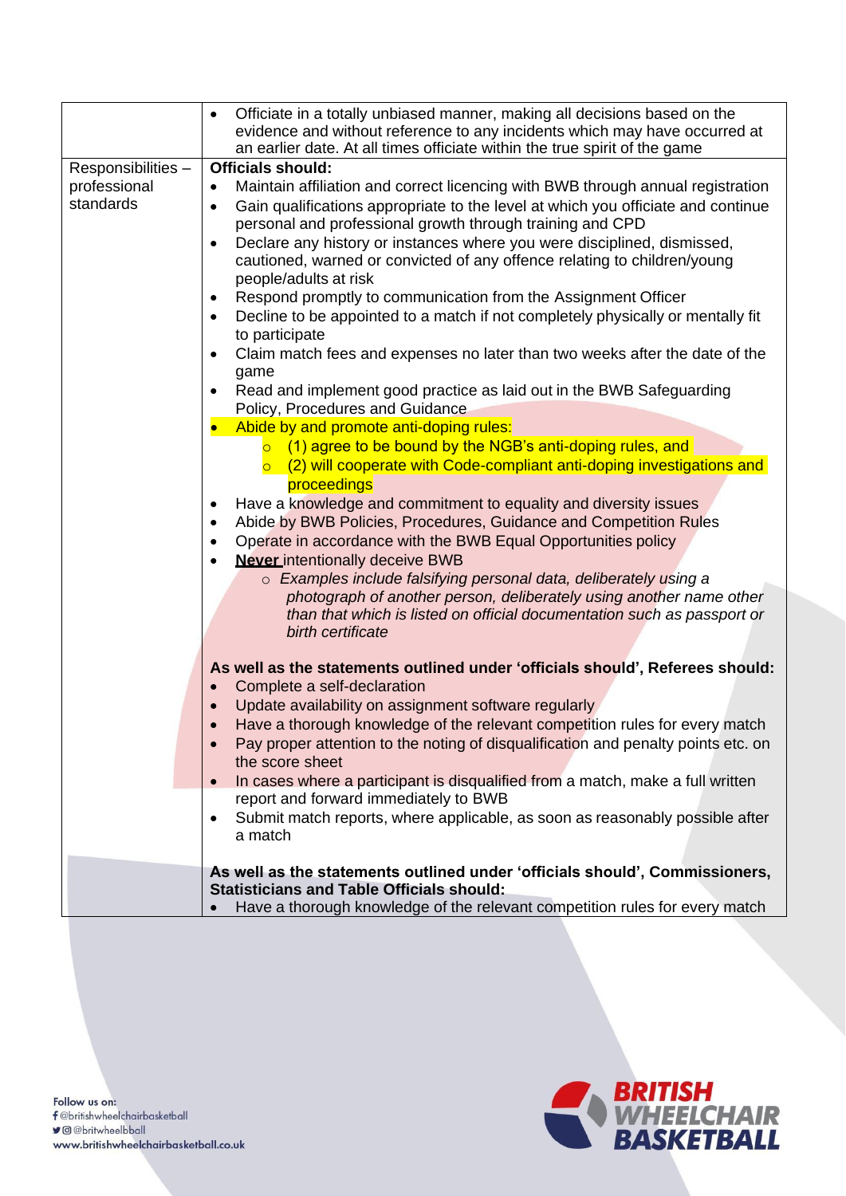| | |
|---|---|
| | • Officiate in a totally unbiased manner, making all decisions based on the evidence and without reference to any incidents which may have occurred at an earlier date. At all times officiate within the true spirit of the game |
| Responsibilities – professional standards | **Officials should:**<br>• Maintain affiliation and correct licencing with BWB through annual registration<br>• Gain qualifications appropriate to the level at which you officiate and continue personal and professional growth through training and CPD<br>• Declare any history or instances where you were disciplined, dismissed, cautioned, warned or convicted of any offence relating to children/young people/adults at risk<br>• Respond promptly to communication from the Assignment Officer<br>• Decline to be appointed to a match if not completely physically or mentally fit to participate<br>• Claim match fees and expenses no later than two weeks after the date of the game<br>• Read and implement good practice as laid out in the BWB Safeguarding Policy, Procedures and Guidance<br>• Abide by and promote anti-doping rules:<br>&nbsp;&nbsp;&nbsp;&nbsp;○ (1) agree to be bound by the NGB's anti-doping rules, and<br>&nbsp;&nbsp;&nbsp;&nbsp;○ (2) will cooperate with Code-compliant anti-doping investigations and proceedings<br>• Have a knowledge and commitment to equality and diversity issues<br>• Abide by BWB Policies, Procedures, Guidance and Competition Rules<br>• Operate in accordance with the BWB Equal Opportunities policy<br>• **Never** intentionally deceive BWB<br>&nbsp;&nbsp;&nbsp;&nbsp;○ *Examples include falsifying personal data, deliberately using a photograph of another person, deliberately using another name other than that which is listed on official documentation such as passport or birth certificate*<br><br>**As well as the statements outlined under 'officials should', Referees should:**<br>• Complete a self-declaration<br>• Update availability on assignment software regularly<br>• Have a thorough knowledge of the relevant competition rules for every match<br>• Pay proper attention to the noting of disqualification and penalty points etc. on the score sheet<br>• In cases where a participant is disqualified from a match, make a full written report and forward immediately to BWB<br>• Submit match reports, where applicable, as soon as reasonably possible after a match<br><br>**As well as the statements outlined under 'officials should', Commissioners, Statisticians and Table Officials should:**<br>• Have a thorough knowledge of the relevant competition rules for every match |

Follow us on:
@britishwheelchairbasketball
@britwheelbball
www.britishwheelchairbasketball.co.uk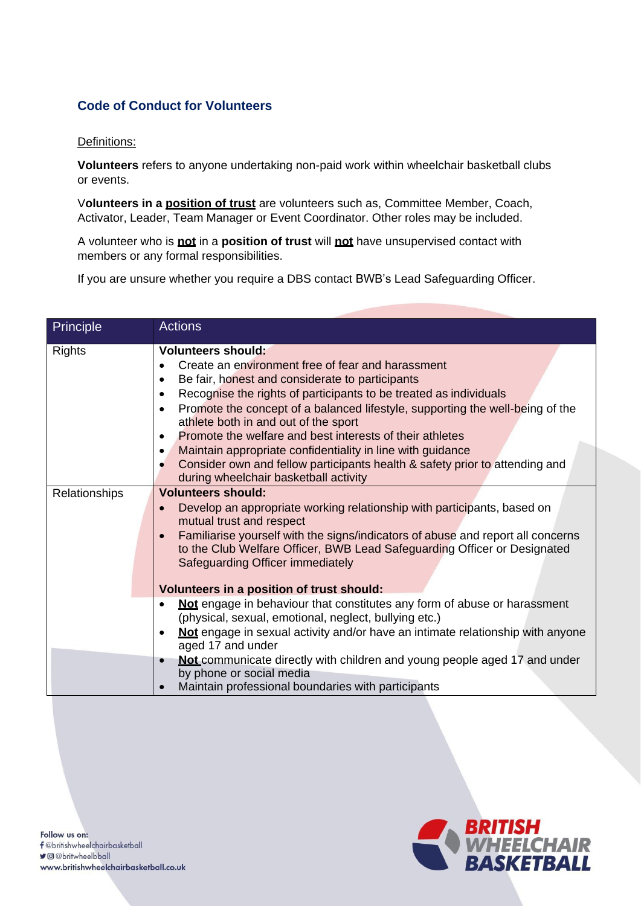## Code of Conduct for Volunteers

Definitions:

**Volunteers** refers to anyone undertaking non-paid work within wheelchair basketball clubs or events.

V**olunteers in a position of trust** are volunteers such as, Committee Member, Coach, Activator, Leader, Team Manager or Event Coordinator. Other roles may be included.

A volunteer who is **not** in a **position of trust** will **not** have unsupervised contact with members or any formal responsibilities.

If you are unsure whether you require a DBS contact BWB's Lead Safeguarding Officer.

| Principle | Actions |
|---|---|
| Rights | **Volunteers should:**<br>• Create an environment free of fear and harassment<br>• Be fair, honest and considerate to participants<br>• Recognise the rights of participants to be treated as individuals<br>• Promote the concept of a balanced lifestyle, supporting the well-being of the athlete both in and out of the sport<br>• Promote the welfare and best interests of their athletes<br>• Maintain appropriate confidentiality in line with guidance<br>• Consider own and fellow participants health & safety prior to attending and during wheelchair basketball activity |
| Relationships | **Volunteers should:**<br>• Develop an appropriate working relationship with participants, based on mutual trust and respect<br>• Familiarise yourself with the signs/indicators of abuse and report all concerns to the Club Welfare Officer, BWB Lead Safeguarding Officer or Designated Safeguarding Officer immediately<br><br>**Volunteers in a position of trust should:**<br>• **Not** engage in behaviour that constitutes any form of abuse or harassment (physical, sexual, emotional, neglect, bullying etc.)<br>• **Not** engage in sexual activity and/or have an intimate relationship with anyone aged 17 and under<br>• **Not** communicate directly with children and young people aged 17 and under by phone or social media<br>• Maintain professional boundaries with participants |

Follow us on:
@britishwheelchairbasketball
@britwheelbball
www.britishwheelchairbasketball.co.uk

BRITISH WHEELCHAIR BASKETBALL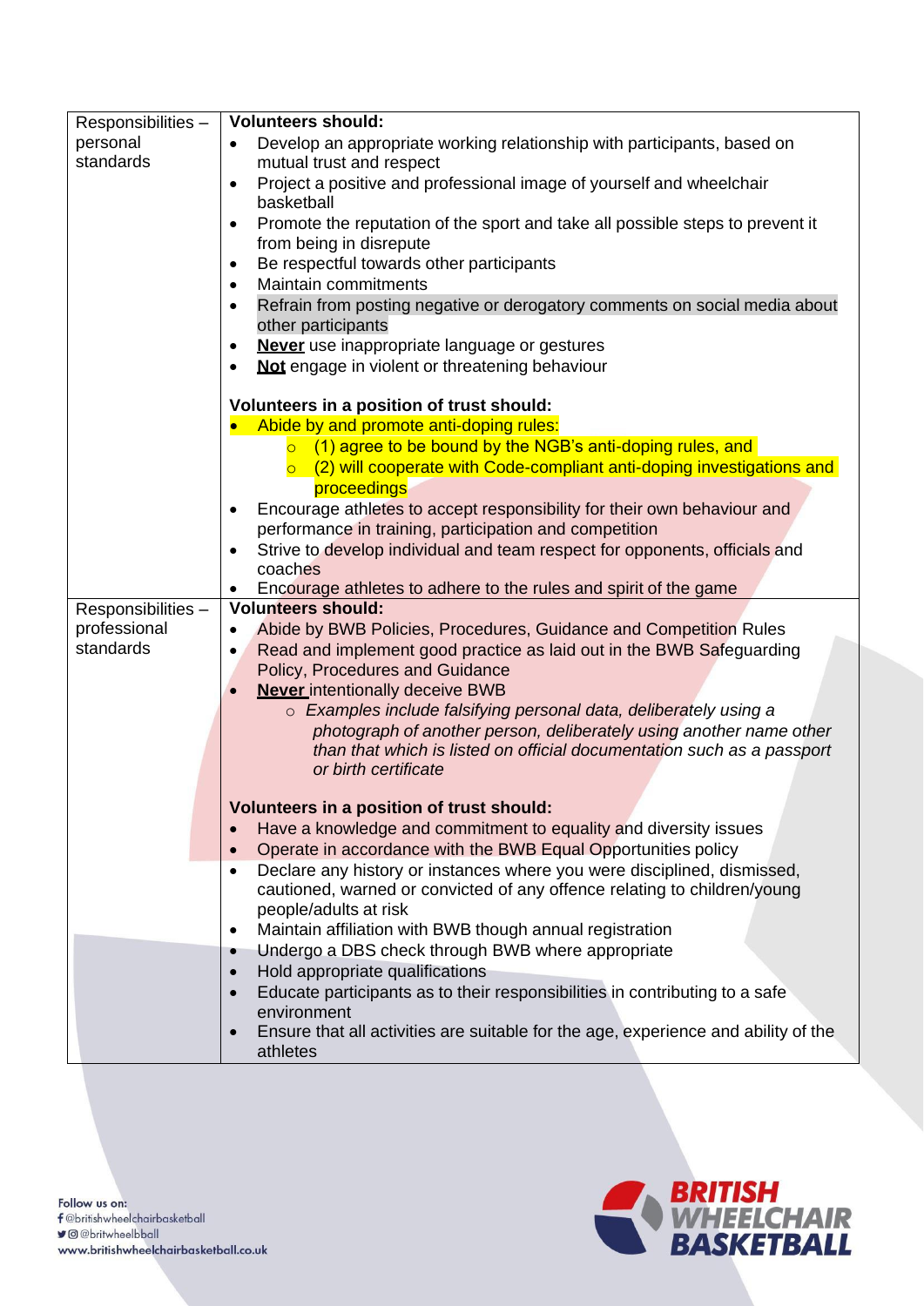| | |
|---|---|
| Responsibilities – personal standards | **Volunteers should:**<br>• Develop an appropriate working relationship with participants, based on mutual trust and respect<br>• Project a positive and professional image of yourself and wheelchair basketball<br>• Promote the reputation of the sport and take all possible steps to prevent it from being in disrepute<br>• Be respectful towards other participants<br>• Maintain commitments<br>• Refrain from posting negative or derogatory comments on social media about other participants<br>• **Never** use inappropriate language or gestures<br>• **Not** engage in violent or threatening behaviour<br><br>**Volunteers in a position of trust should:**<br>• Abide by and promote anti-doping rules:<br>&nbsp;&nbsp;&nbsp;&nbsp;○ (1) agree to be bound by the NGB's anti-doping rules, and<br>&nbsp;&nbsp;&nbsp;&nbsp;○ (2) will cooperate with Code-compliant anti-doping investigations and proceedings<br>• Encourage athletes to accept responsibility for their own behaviour and performance in training, participation and competition<br>• Strive to develop individual and team respect for opponents, officials and coaches<br>• Encourage athletes to adhere to the rules and spirit of the game |
| Responsibilities – professional standards | **Volunteers should:**<br>• Abide by BWB Policies, Procedures, Guidance and Competition Rules<br>• Read and implement good practice as laid out in the BWB Safeguarding Policy, Procedures and Guidance<br>• **Never** intentionally deceive BWB<br>&nbsp;&nbsp;&nbsp;&nbsp;○ *Examples include falsifying personal data, deliberately using a photograph of another person, deliberately using another name other than that which is listed on official documentation such as a passport or birth certificate*<br><br>**Volunteers in a position of trust should:**<br>• Have a knowledge and commitment to equality and diversity issues<br>• Operate in accordance with the BWB Equal Opportunities policy<br>• Declare any history or instances where you were disciplined, dismissed, cautioned, warned or convicted of any offence relating to children/young people/adults at risk<br>• Maintain affiliation with BWB though annual registration<br>• Undergo a DBS check through BWB where appropriate<br>• Hold appropriate qualifications<br>• Educate participants as to their responsibilities in contributing to a safe environment<br>• Ensure that all activities are suitable for the age, experience and ability of the athletes |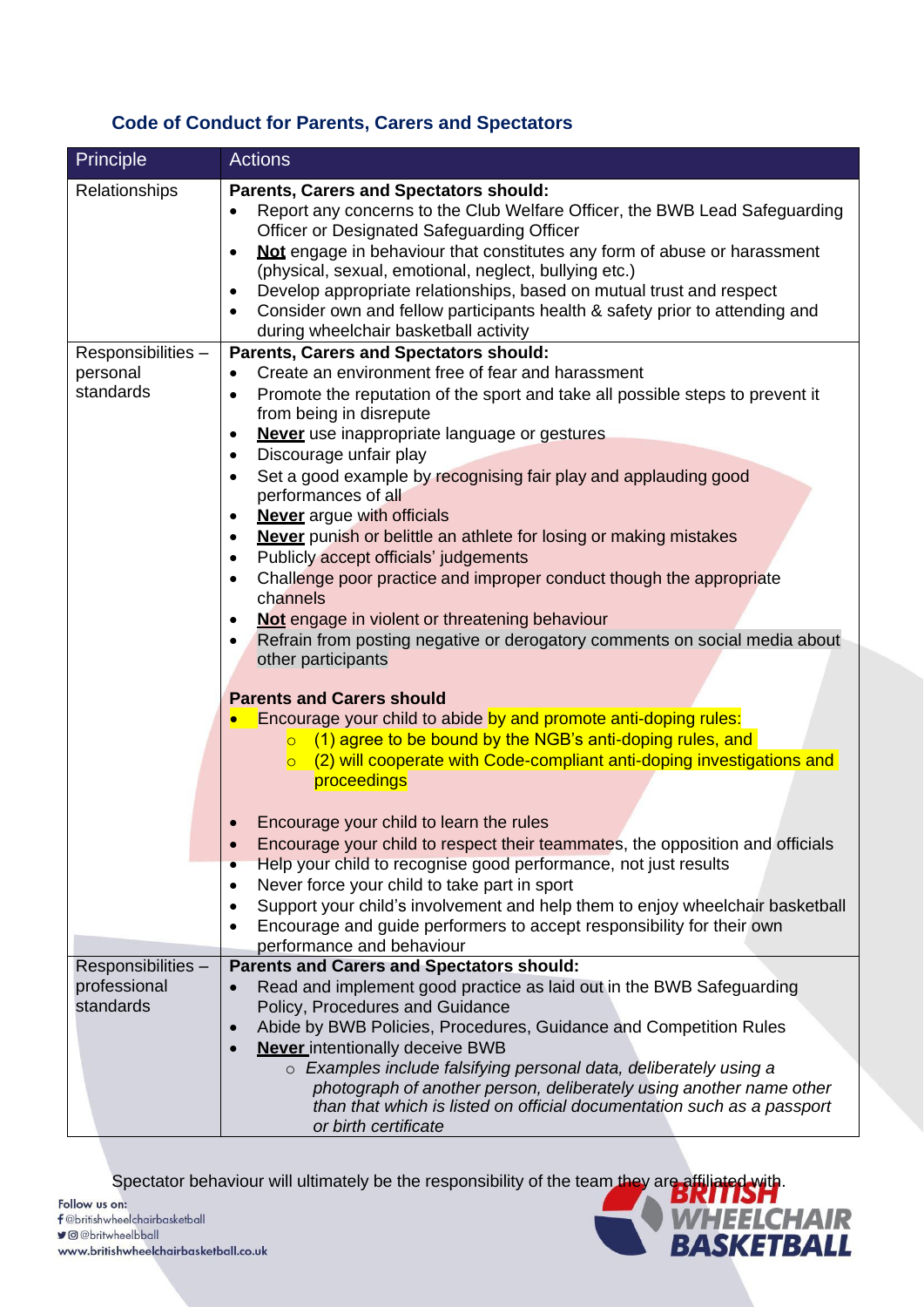## Code of Conduct for Parents, Carers and Spectators

| Principle | Actions |
|---|---|
| Relationships | **Parents, Carers and Spectators should:**<br>• Report any concerns to the Club Welfare Officer, the BWB Lead Safeguarding Officer or Designated Safeguarding Officer<br>• **Not** engage in behaviour that constitutes any form of abuse or harassment (physical, sexual, emotional, neglect, bullying etc.)<br>• Develop appropriate relationships, based on mutual trust and respect<br>• Consider own and fellow participants health & safety prior to attending and during wheelchair basketball activity |
| Responsibilities – personal standards | **Parents, Carers and Spectators should:**<br>• Create an environment free of fear and harassment<br>• Promote the reputation of the sport and take all possible steps to prevent it from being in disrepute<br>• **Never** use inappropriate language or gestures<br>• Discourage unfair play<br>• Set a good example by recognising fair play and applauding good performances of all<br>• **Never** argue with officials<br>• **Never** punish or belittle an athlete for losing or making mistakes<br>• Publicly accept officials' judgements<br>• Challenge poor practice and improper conduct though the appropriate channels<br>• **Not** engage in violent or threatening behaviour<br>• Refrain from posting negative or derogatory comments on social media about other participants<br><br>**Parents and Carers should**<br>• Encourage your child to abide by and promote anti-doping rules:<br>  ○ (1) agree to be bound by the NGB's anti-doping rules, and<br>  ○ (2) will cooperate with Code-compliant anti-doping investigations and proceedings<br><br>• Encourage your child to learn the rules<br>• Encourage your child to respect their teammates, the opposition and officials<br>• Help your child to recognise good performance, not just results<br>• Never force your child to take part in sport<br>• Support your child's involvement and help them to enjoy wheelchair basketball<br>• Encourage and guide performers to accept responsibility for their own performance and behaviour |
| Responsibilities – professional standards | **Parents and Carers and Spectators should:**<br>• Read and implement good practice as laid out in the BWB Safeguarding Policy, Procedures and Guidance<br>• Abide by BWB Policies, Procedures, Guidance and Competition Rules<br>• **Never** intentionally deceive BWB<br>  ○ *Examples include falsifying personal data, deliberately using a photograph of another person, deliberately using another name other than that which is listed on official documentation such as a passport or birth certificate* |

Spectator behaviour will ultimately be the responsibility of the team they are affiliated with.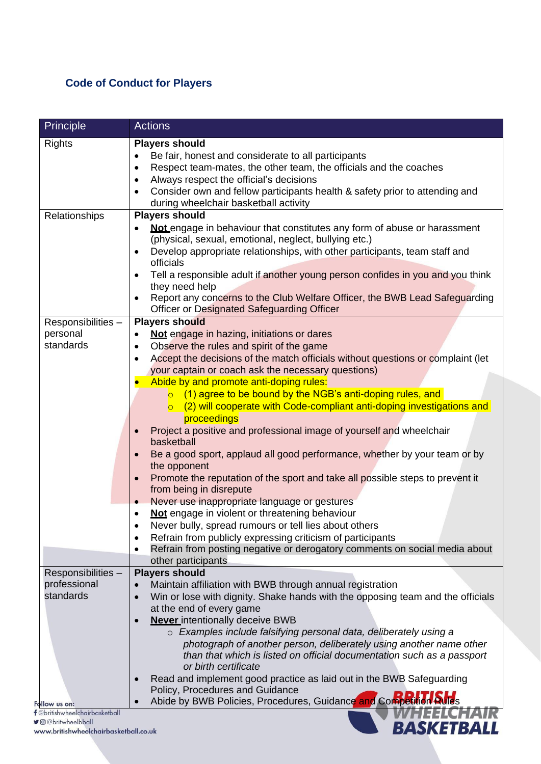### Code of Conduct for Players

| Principle | Actions |
|---|---|
| Rights | **Players should**<br>• Be fair, honest and considerate to all participants<br>• Respect team-mates, the other team, the officials and the coaches<br>• Always respect the official's decisions<br>• Consider own and fellow participants health & safety prior to attending and during wheelchair basketball activity |
| Relationships | **Players should**<br>• **Not** engage in behaviour that constitutes any form of abuse or harassment (physical, sexual, emotional, neglect, bullying etc.)<br>• Develop appropriate relationships, with other participants, team staff and officials<br>• Tell a responsible adult if another young person confides in you and you think they need help<br>• Report any concerns to the Club Welfare Officer, the BWB Lead Safeguarding Officer or Designated Safeguarding Officer |
| Responsibilities – personal standards | **Players should**<br>• **Not** engage in hazing, initiations or dares<br>• Observe the rules and spirit of the game<br>• Accept the decisions of the match officials without questions or complaint (let your captain or coach ask the necessary questions)<br>• Abide by and promote anti-doping rules:<br>  ○ (1) agree to be bound by the NGB's anti-doping rules, and<br>  ○ (2) will cooperate with Code-compliant anti-doping investigations and proceedings<br>• Project a positive and professional image of yourself and wheelchair basketball<br>• Be a good sport, applaud all good performance, whether by your team or by the opponent<br>• Promote the reputation of the sport and take all possible steps to prevent it from being in disrepute<br>• Never use inappropriate language or gestures<br>• **Not** engage in violent or threatening behaviour<br>• Never bully, spread rumours or tell lies about others<br>• Refrain from publicly expressing criticism of participants<br>• Refrain from posting negative or derogatory comments on social media about other participants |
| Responsibilities – professional standards | **Players should**<br>• Maintain affiliation with BWB through annual registration<br>• Win or lose with dignity. Shake hands with the opposing team and the officials at the end of every game<br>• **Never** intentionally deceive BWB<br>  ○ *Examples include falsifying personal data, deliberately using a photograph of another person, deliberately using another name other than that which is listed on official documentation such as a passport or birth certificate*<br>• Read and implement good practice as laid out in the BWB Safeguarding Policy, Procedures and Guidance<br>• Abide by BWB Policies, Procedures, Guidance and Competition Rules |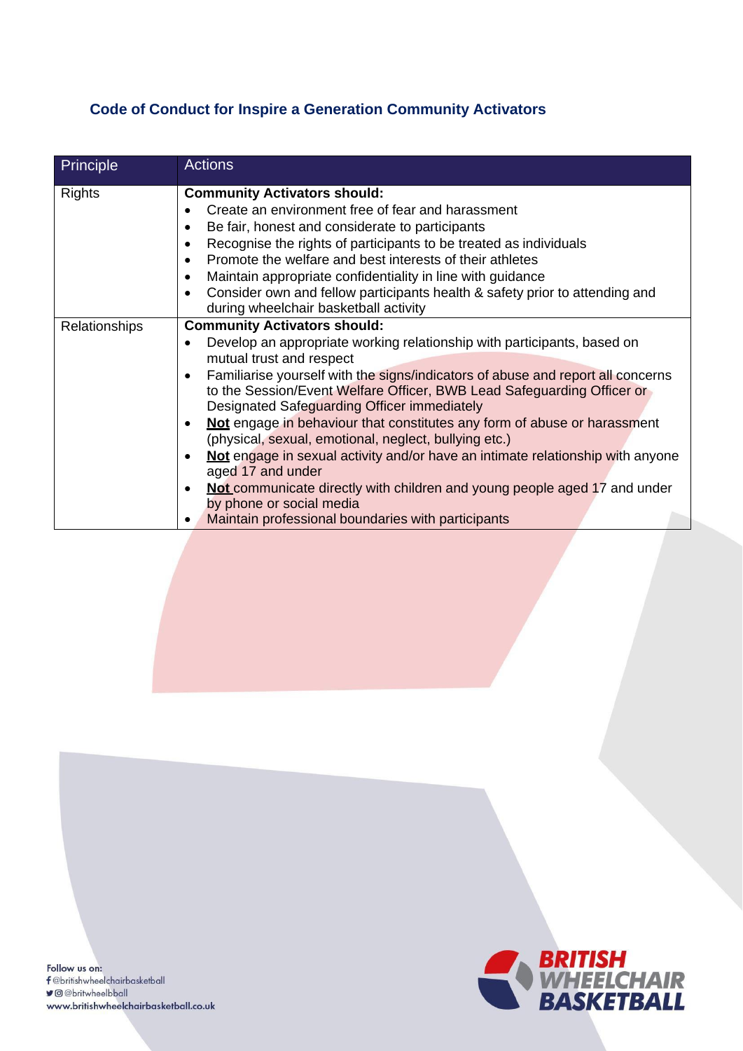## Code of Conduct for Inspire a Generation Community Activators

| Principle | Actions |
|---|---|
| Rights | **Community Activators should:**<br>• Create an environment free of fear and harassment<br>• Be fair, honest and considerate to participants<br>• Recognise the rights of participants to be treated as individuals<br>• Promote the welfare and best interests of their athletes<br>• Maintain appropriate confidentiality in line with guidance<br>• Consider own and fellow participants health & safety prior to attending and during wheelchair basketball activity |
| Relationships | **Community Activators should:**<br>• Develop an appropriate working relationship with participants, based on mutual trust and respect<br>• Familiarise yourself with the signs/indicators of abuse and report all concerns to the Session/Event Welfare Officer, BWB Lead Safeguarding Officer or Designated Safeguarding Officer immediately<br>• **<u>Not</u>** engage in behaviour that constitutes any form of abuse or harassment (physical, sexual, emotional, neglect, bullying etc.)<br>• **<u>Not</u>** engage in sexual activity and/or have an intimate relationship with anyone aged 17 and under<br>• **<u>Not</u>** communicate directly with children and young people aged 17 and under by phone or social media<br>• Maintain professional boundaries with participants |

Follow us on:
@britishwheelchairbasketball
@britwheelbball
www.britishwheelchairbasketball.co.uk

BRITISH WHEELCHAIR BASKETBALL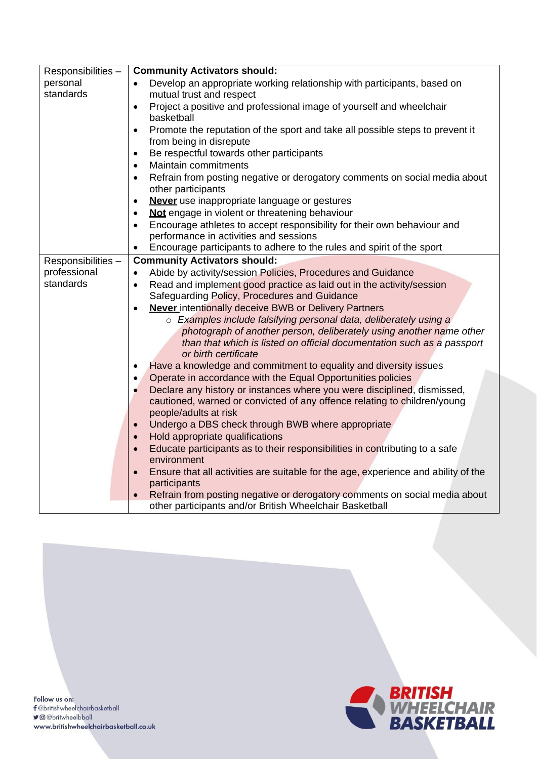| | |
|---|---|
| Responsibilities – personal standards | **Community Activators should:**<br>• Develop an appropriate working relationship with participants, based on mutual trust and respect<br>• Project a positive and professional image of yourself and wheelchair basketball<br>• Promote the reputation of the sport and take all possible steps to prevent it from being in disrepute<br>• Be respectful towards other participants<br>• Maintain commitments<br>• Refrain from posting negative or derogatory comments on social media about other participants<br>• **<u>Never</u>** use inappropriate language or gestures<br>• **<u>Not</u>** engage in violent or threatening behaviour<br>• Encourage athletes to accept responsibility for their own behaviour and performance in activities and sessions<br>• Encourage participants to adhere to the rules and spirit of the sport |
| Responsibilities – professional standards | **Community Activators should:**<br>• Abide by activity/session Policies, Procedures and Guidance<br>• Read and implement good practice as laid out in the activity/session Safeguarding Policy, Procedures and Guidance<br>• **<u>Never</u>** intentionally deceive BWB or Delivery Partners<br>&nbsp;&nbsp;&nbsp;&nbsp;○ *Examples include falsifying personal data, deliberately using a photograph of another person, deliberately using another name other than that which is listed on official documentation such as a passport or birth certificate*<br>• Have a knowledge and commitment to equality and diversity issues<br>• Operate in accordance with the Equal Opportunities policies<br>• Declare any history or instances where you were disciplined, dismissed, cautioned, warned or convicted of any offence relating to children/young people/adults at risk<br>• Undergo a DBS check through BWB where appropriate<br>• Hold appropriate qualifications<br>• Educate participants as to their responsibilities in contributing to a safe environment<br>• Ensure that all activities are suitable for the age, experience and ability of the participants<br>• Refrain from posting negative or derogatory comments on social media about other participants and/or British Wheelchair Basketball |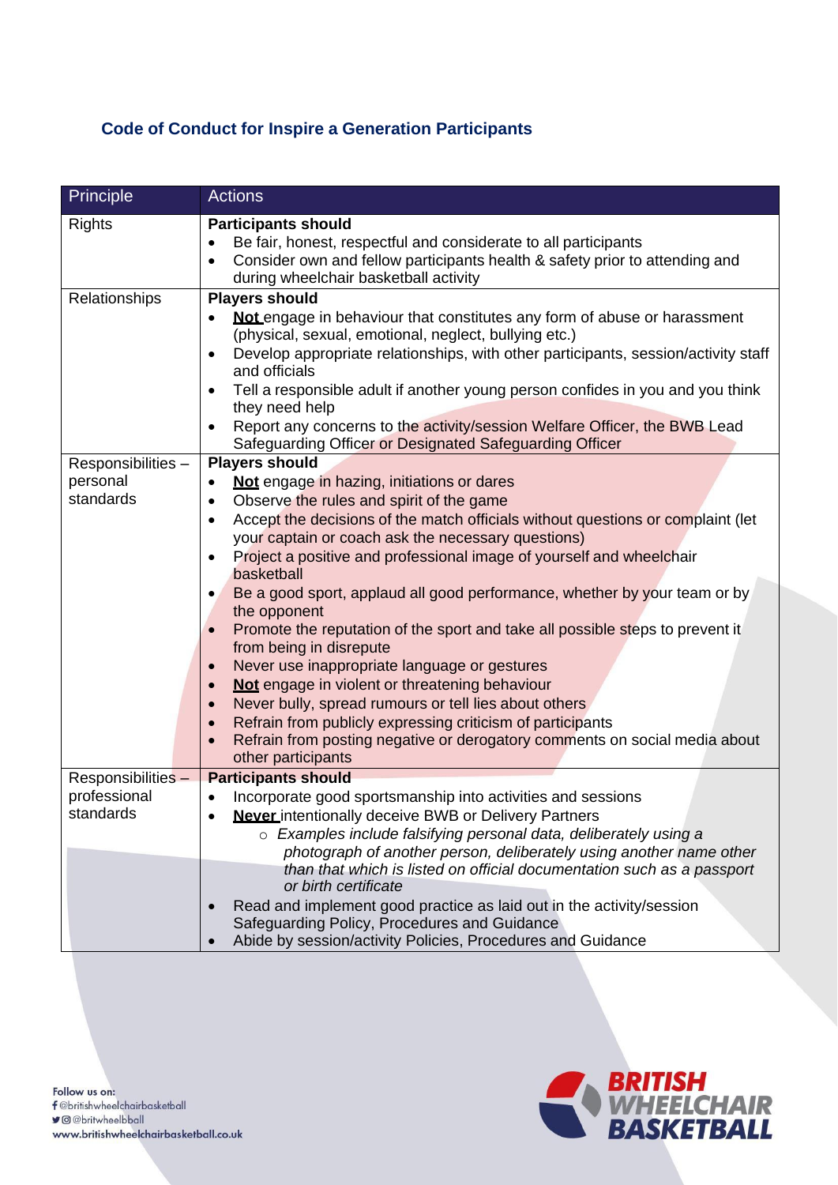## Code of Conduct for Inspire a Generation Participants

| Principle | Actions |
|---|---|
| Rights | **Participants should**<br>• Be fair, honest, respectful and considerate to all participants<br>• Consider own and fellow participants health & safety prior to attending and during wheelchair basketball activity |
| Relationships | **Players should**<br>• **<u>Not</u>** engage in behaviour that constitutes any form of abuse or harassment (physical, sexual, emotional, neglect, bullying etc.)<br>• Develop appropriate relationships, with other participants, session/activity staff and officials<br>• Tell a responsible adult if another young person confides in you and you think they need help<br>• Report any concerns to the activity/session Welfare Officer, the BWB Lead Safeguarding Officer or Designated Safeguarding Officer |
| Responsibilities – personal standards | **Players should**<br>• **<u>Not</u>** engage in hazing, initiations or dares<br>• Observe the rules and spirit of the game<br>• Accept the decisions of the match officials without questions or complaint (let your captain or coach ask the necessary questions)<br>• Project a positive and professional image of yourself and wheelchair basketball<br>• Be a good sport, applaud all good performance, whether by your team or by the opponent<br>• Promote the reputation of the sport and take all possible steps to prevent it from being in disrepute<br>• Never use inappropriate language or gestures<br>• **<u>Not</u>** engage in violent or threatening behaviour<br>• Never bully, spread rumours or tell lies about others<br>• Refrain from publicly expressing criticism of participants<br>• Refrain from posting negative or derogatory comments on social media about other participants |
| Responsibilities – professional standards | **Participants should**<br>• Incorporate good sportsmanship into activities and sessions<br>• **<u>Never</u>** intentionally deceive BWB or Delivery Partners<br>  ○ *Examples include falsifying personal data, deliberately using a photograph of another person, deliberately using another name other than that which is listed on official documentation such as a passport or birth certificate*<br>• Read and implement good practice as laid out in the activity/session Safeguarding Policy, Procedures and Guidance<br>• Abide by session/activity Policies, Procedures and Guidance |

Follow us on:
@britishwheelchairbasketball
@britwheelbball
www.britishwheelchairbasketball.co.uk

BRITISH WHEELCHAIR BASKETBALL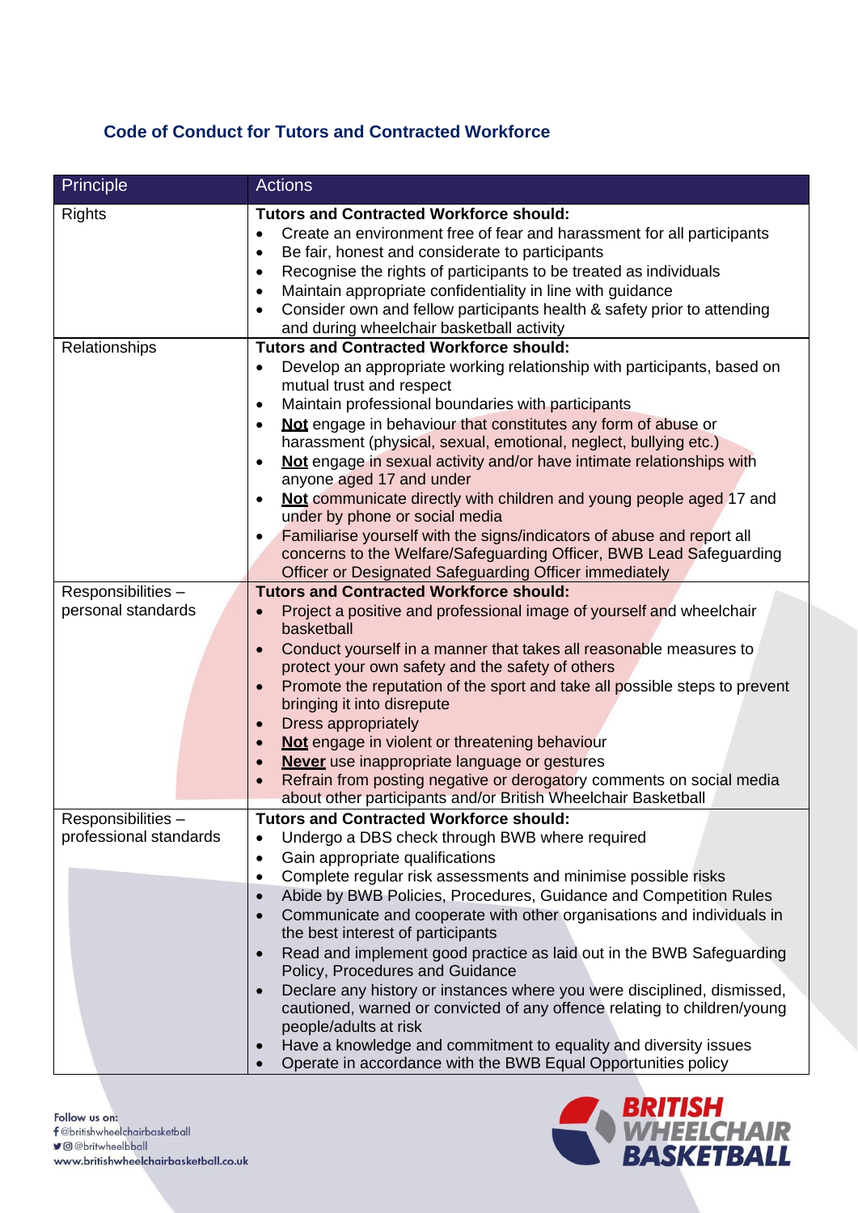## Code of Conduct for Tutors and Contracted Workforce

| Principle | Actions |
|---|---|
| Rights | **Tutors and Contracted Workforce should:**<br>• Create an environment free of fear and harassment for all participants<br>• Be fair, honest and considerate to participants<br>• Recognise the rights of participants to be treated as individuals<br>• Maintain appropriate confidentiality in line with guidance<br>• Consider own and fellow participants health & safety prior to attending and during wheelchair basketball activity |
| Relationships | **Tutors and Contracted Workforce should:**<br>• Develop an appropriate working relationship with participants, based on mutual trust and respect<br>• Maintain professional boundaries with participants<br>• **Not** engage in behaviour that constitutes any form of abuse or harassment (physical, sexual, emotional, neglect, bullying etc.)<br>• **Not** engage in sexual activity and/or have intimate relationships with anyone aged 17 and under<br>• **Not** communicate directly with children and young people aged 17 and under by phone or social media<br>• Familiarise yourself with the signs/indicators of abuse and report all concerns to the Welfare/Safeguarding Officer, BWB Lead Safeguarding Officer or Designated Safeguarding Officer immediately |
| Responsibilities – personal standards | **Tutors and Contracted Workforce should:**<br>• Project a positive and professional image of yourself and wheelchair basketball<br>• Conduct yourself in a manner that takes all reasonable measures to protect your own safety and the safety of others<br>• Promote the reputation of the sport and take all possible steps to prevent bringing it into disrepute<br>• Dress appropriately<br>• **Not** engage in violent or threatening behaviour<br>• **Never** use inappropriate language or gestures<br>• Refrain from posting negative or derogatory comments on social media about other participants and/or British Wheelchair Basketball |
| Responsibilities – professional standards | **Tutors and Contracted Workforce should:**<br>• Undergo a DBS check through BWB where required<br>• Gain appropriate qualifications<br>• Complete regular risk assessments and minimise possible risks<br>• Abide by BWB Policies, Procedures, Guidance and Competition Rules<br>• Communicate and cooperate with other organisations and individuals in the best interest of participants<br>• Read and implement good practice as laid out in the BWB Safeguarding Policy, Procedures and Guidance<br>• Declare any history or instances where you were disciplined, dismissed, cautioned, warned or convicted of any offence relating to children/young people/adults at risk<br>• Have a knowledge and commitment to equality and diversity issues<br>• Operate in accordance with the BWB Equal Opportunities policy |

Follow us on:
@britishwheelchairbasketball
@britwheelbball
www.britishwheelchairbasketball.co.uk

BRITISH WHEELCHAIR BASKETBALL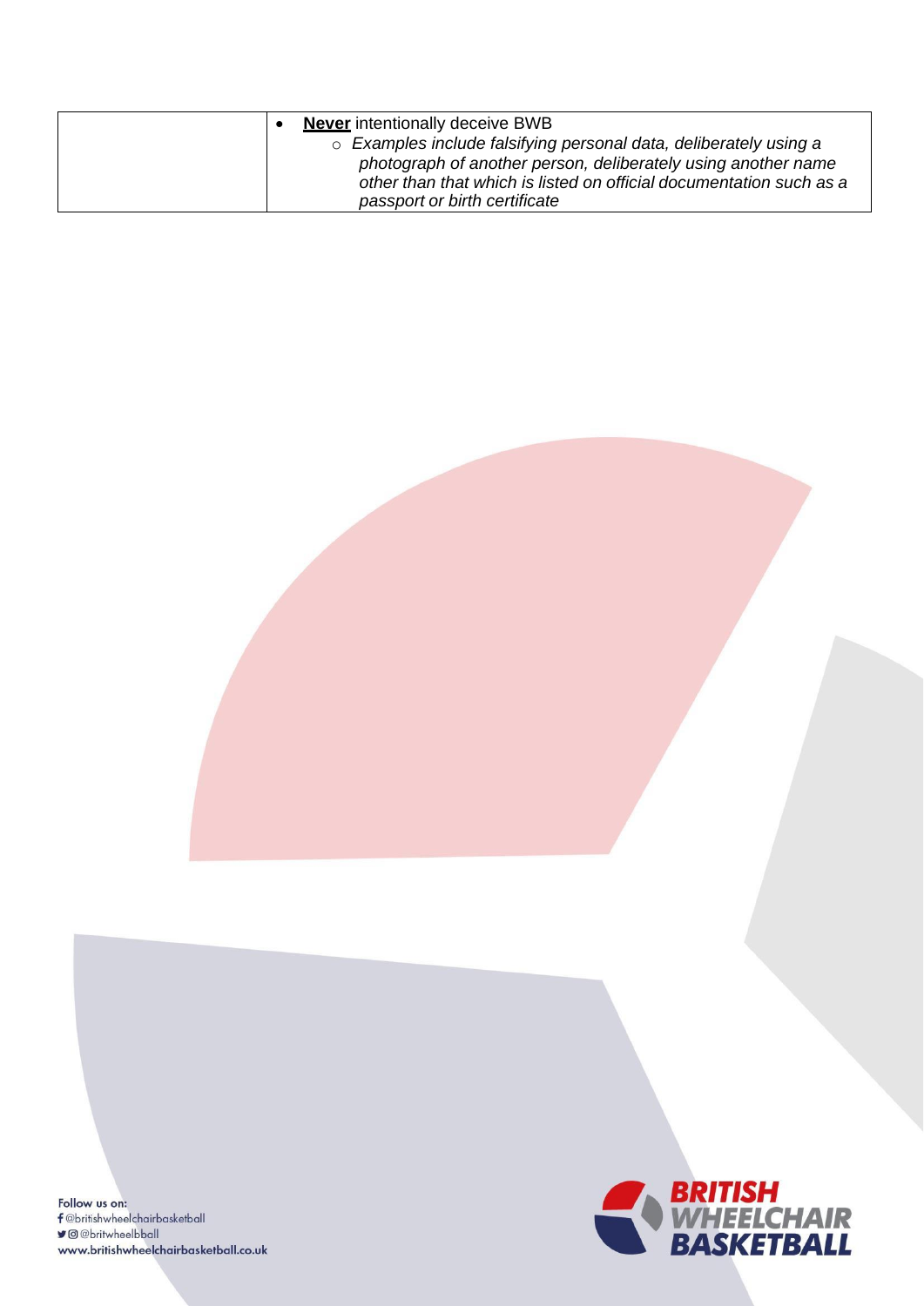| | |
|---|---|
| | • **<u>Never</u>** intentionally deceive BWB<br>  ○ *Examples include falsifying personal data, deliberately using a photograph of another person, deliberately using another name other than that which is listed on official documentation such as a passport or birth certificate* |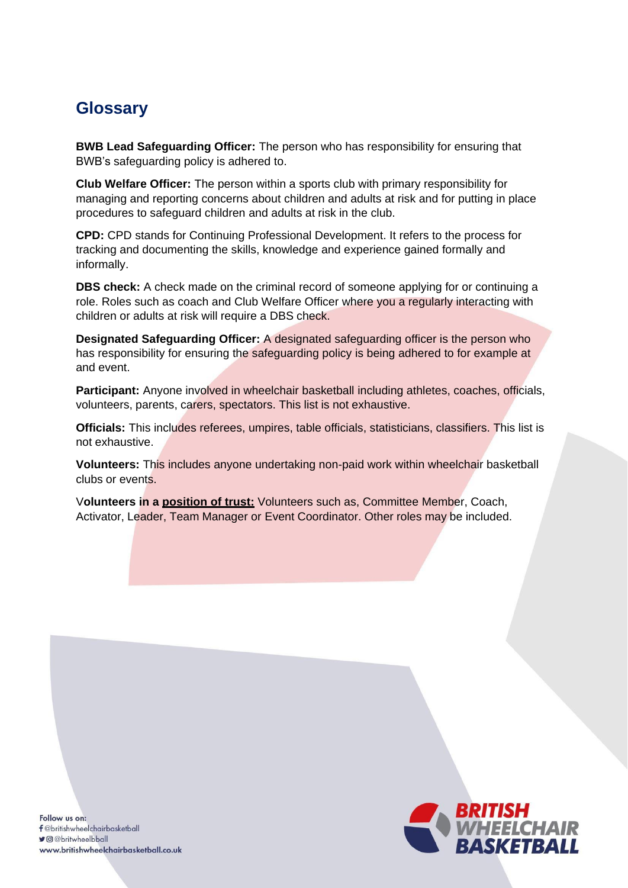## Glossary

**BWB Lead Safeguarding Officer:** The person who has responsibility for ensuring that BWB's safeguarding policy is adhered to.

**Club Welfare Officer:** The person within a sports club with primary responsibility for managing and reporting concerns about children and adults at risk and for putting in place procedures to safeguard children and adults at risk in the club.

**CPD:** CPD stands for Continuing Professional Development. It refers to the process for tracking and documenting the skills, knowledge and experience gained formally and informally.

**DBS check:** A check made on the criminal record of someone applying for or continuing a role. Roles such as coach and Club Welfare Officer where you a regularly interacting with children or adults at risk will require a DBS check.

**Designated Safeguarding Officer:** A designated safeguarding officer is the person who has responsibility for ensuring the safeguarding policy is being adhered to for example at and event.

**Participant:** Anyone involved in wheelchair basketball including athletes, coaches, officials, volunteers, parents, carers, spectators. This list is not exhaustive.

**Officials:** This includes referees, umpires, table officials, statisticians, classifiers. This list is not exhaustive.

**Volunteers:** This includes anyone undertaking non-paid work within wheelchair basketball clubs or events.

V**olunteers in a position of trust:** Volunteers such as, Committee Member, Coach, Activator, Leader, Team Manager or Event Coordinator. Other roles may be included.

Follow us on:
@britishwheelchairbasketball
@britwheelbball
www.britishwheelchairbasketball.co.uk

BRITISH WHEELCHAIR BASKETBALL